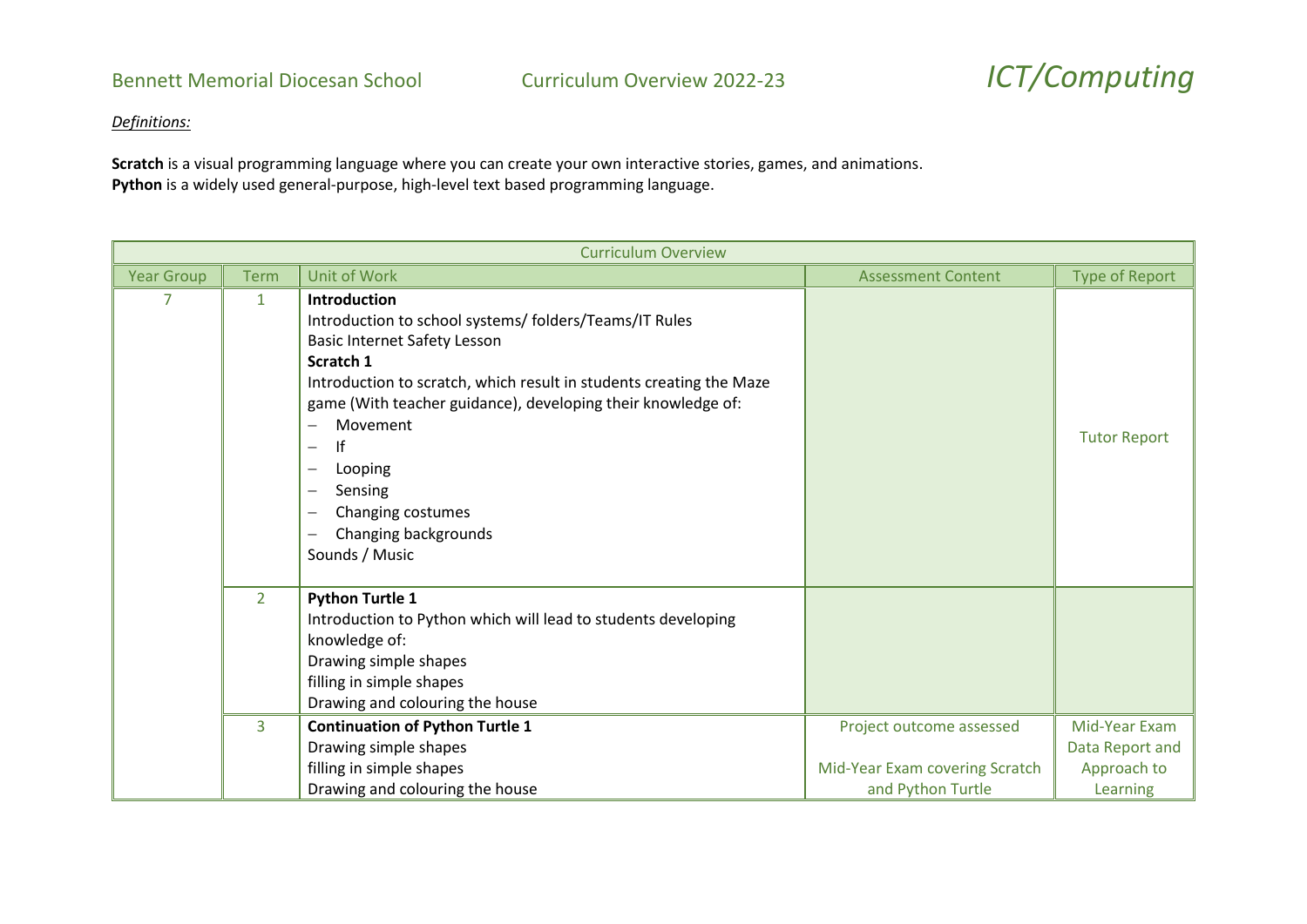Bennett Memorial Diocesan School    Curriculum Overview 2022-23    *ICT/Computing*

*Definitions:*

**Scratch** is a visual programming language where you can create your own interactive stories, games, and animations.
**Python** is a widely used general-purpose, high-level text based programming language.

| Curriculum Overview | | | | |
|---|---|---|---|---|
| Year Group | Term | Unit of Work | Assessment Content | Type of Report |
| 7 | 1 | **Introduction**<br>Introduction to school systems/ folders/Teams/IT Rules<br>Basic Internet Safety Lesson<br>**Scratch 1**<br>Introduction to scratch, which result in students creating the Maze game (With teacher guidance), developing their knowledge of:<br>– Movement<br>– If<br>– Looping<br>– Sensing<br>– Changing costumes<br>– Changing backgrounds<br>Sounds / Music | | Tutor Report |
| | 2 | **Python Turtle 1**<br>Introduction to Python which will lead to students developing knowledge of:<br>Drawing simple shapes<br>filling in simple shapes<br>Drawing and colouring the house | | |
| | 3 | **Continuation of Python Turtle 1**<br>Drawing simple shapes<br>filling in simple shapes<br>Drawing and colouring the house | Project outcome assessed<br><br>Mid-Year Exam covering Scratch and Python Turtle | Mid-Year Exam Data Report and Approach to Learning |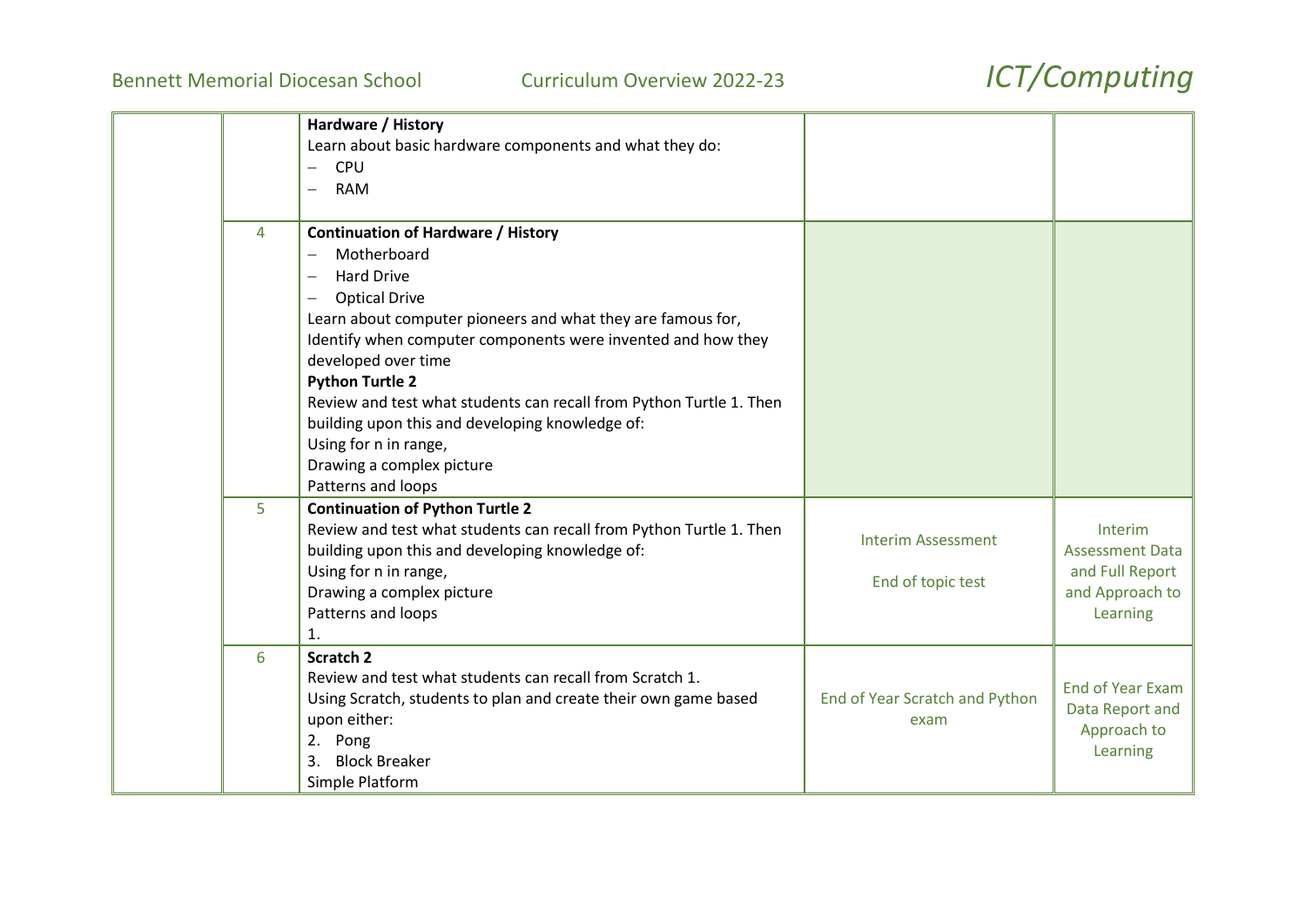| | | | | |
|---|---|---|---|---|
| | | **Hardware / History**<br>Learn about basic hardware components and what they do:<br>– CPU<br>– RAM | | |
| | 4 | **Continuation of Hardware / History**<br>– Motherboard<br>– Hard Drive<br>– Optical Drive<br>Learn about computer pioneers and what they are famous for,<br>Identify when computer components were invented and how they developed over time<br>**Python Turtle 2**<br>Review and test what students can recall from Python Turtle 1. Then building upon this and developing knowledge of:<br>Using for n in range,<br>Drawing a complex picture<br>Patterns and loops | | |
| | 5 | **Continuation of Python Turtle 2**<br>Review and test what students can recall from Python Turtle 1. Then building upon this and developing knowledge of:<br>Using for n in range,<br>Drawing a complex picture<br>Patterns and loops<br>1. | Interim Assessment<br><br>End of topic test | Interim Assessment Data and Full Report and Approach to Learning |
| | 6 | **Scratch 2**<br>Review and test what students can recall from Scratch 1.<br>Using Scratch, students to plan and create their own game based upon either:<br>2. Pong<br>3. Block Breaker<br>Simple Platform | End of Year Scratch and Python exam | End of Year Exam Data Report and Approach to Learning |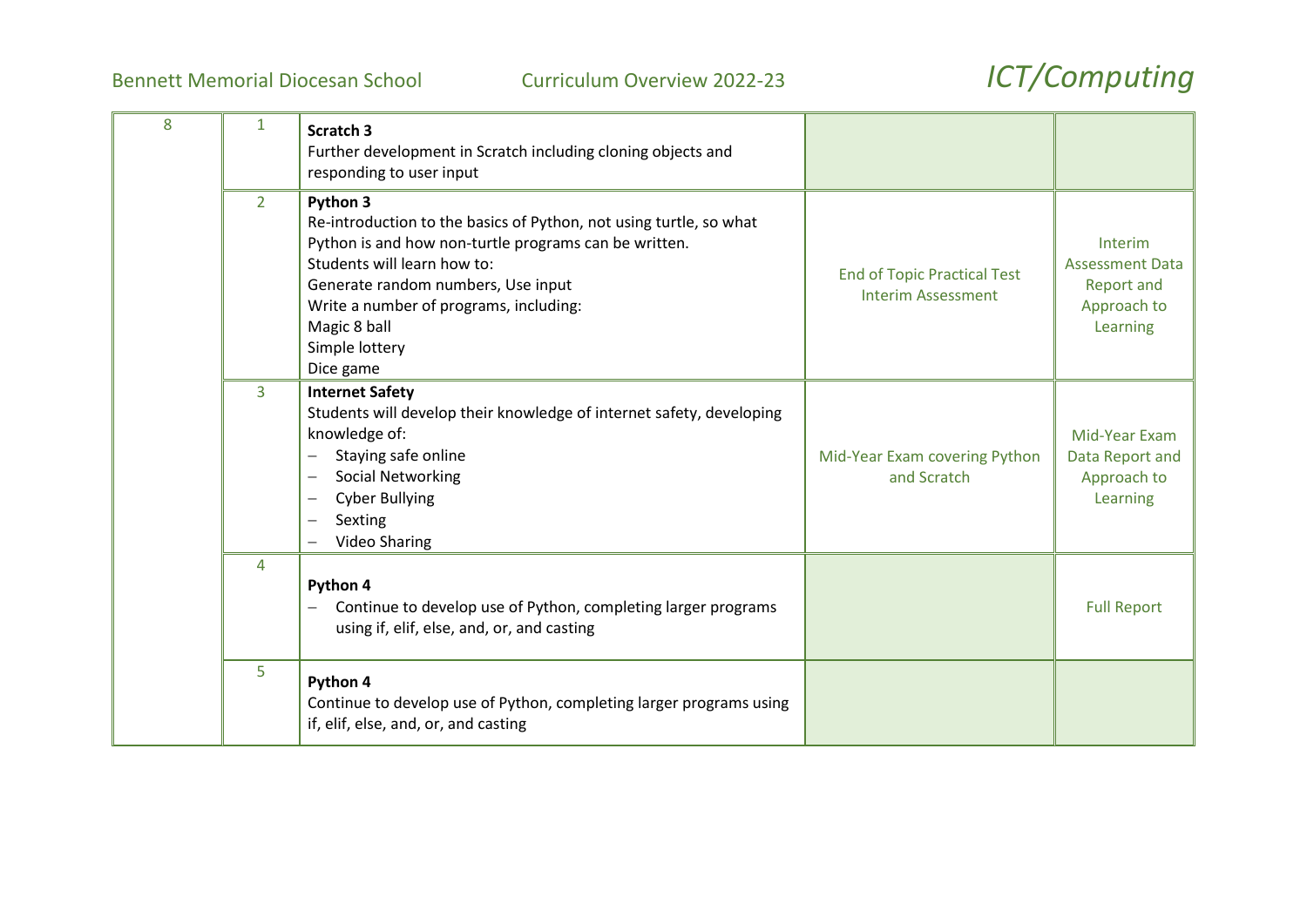| 8 | 1 | **Scratch 3**<br>Further development in Scratch including cloning objects and responding to user input | | |
|---|---|---|---|---|
| | 2 | **Python 3**<br>Re-introduction to the basics of Python, not using turtle, so what Python is and how non-turtle programs can be written.<br>Students will learn how to:<br>Generate random numbers, Use input<br>Write a number of programs, including:<br>Magic 8 ball<br>Simple lottery<br>Dice game | End of Topic Practical Test<br>Interim Assessment | Interim Assessment Data Report and Approach to Learning |
| | 3 | **Internet Safety**<br>Students will develop their knowledge of internet safety, developing knowledge of:<br>– Staying safe online<br>– Social Networking<br>– Cyber Bullying<br>– Sexting<br>– Video Sharing | Mid-Year Exam covering Python and Scratch | Mid-Year Exam Data Report and Approach to Learning |
| | 4 | **Python 4**<br>– Continue to develop use of Python, completing larger programs using if, elif, else, and, or, and casting | | Full Report |
| | 5 | **Python 4**<br>Continue to develop use of Python, completing larger programs using if, elif, else, and, or, and casting | | |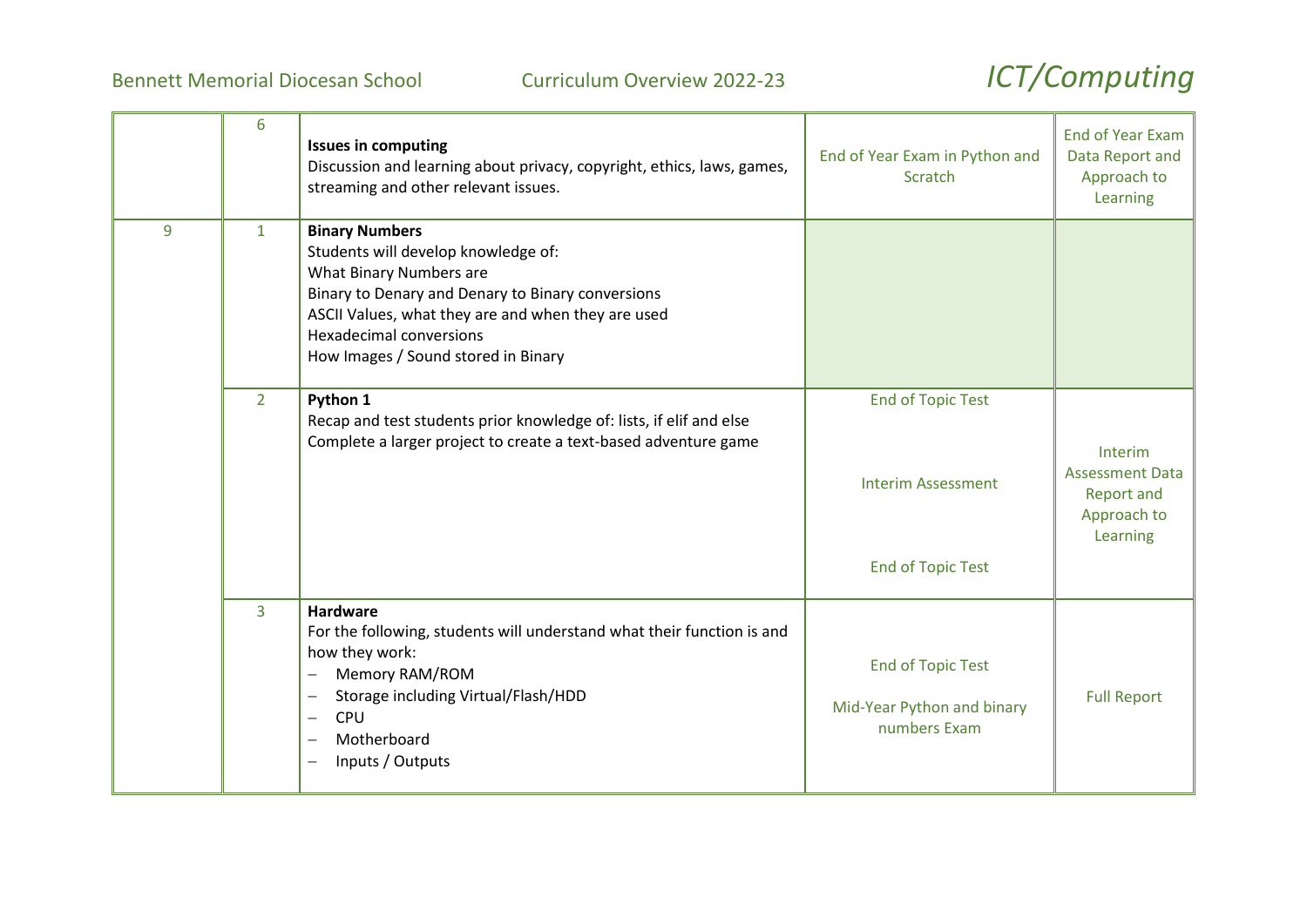| | | | | |
|---|---|---|---|---|
| | 6 | **Issues in computing**<br>Discussion and learning about privacy, copyright, ethics, laws, games, streaming and other relevant issues. | End of Year Exam in Python and Scratch | End of Year Exam Data Report and Approach to Learning |
| 9 | 1 | **Binary Numbers**<br>Students will develop knowledge of:<br>What Binary Numbers are<br>Binary to Denary and Denary to Binary conversions<br>ASCII Values, what they are and when they are used<br>Hexadecimal conversions<br>How Images / Sound stored in Binary | | |
| | 2 | **Python 1**<br>Recap and test students prior knowledge of: lists, if elif and else<br>Complete a larger project to create a text-based adventure game | End of Topic Test<br><br>Interim Assessment<br><br>End of Topic Test | Interim Assessment Data Report and Approach to Learning |
| | 3 | **Hardware**<br>For the following, students will understand what their function is and how they work:<br>– Memory RAM/ROM<br>– Storage including Virtual/Flash/HDD<br>– CPU<br>– Motherboard<br>– Inputs / Outputs | End of Topic Test<br><br>Mid-Year Python and binary numbers Exam | Full Report |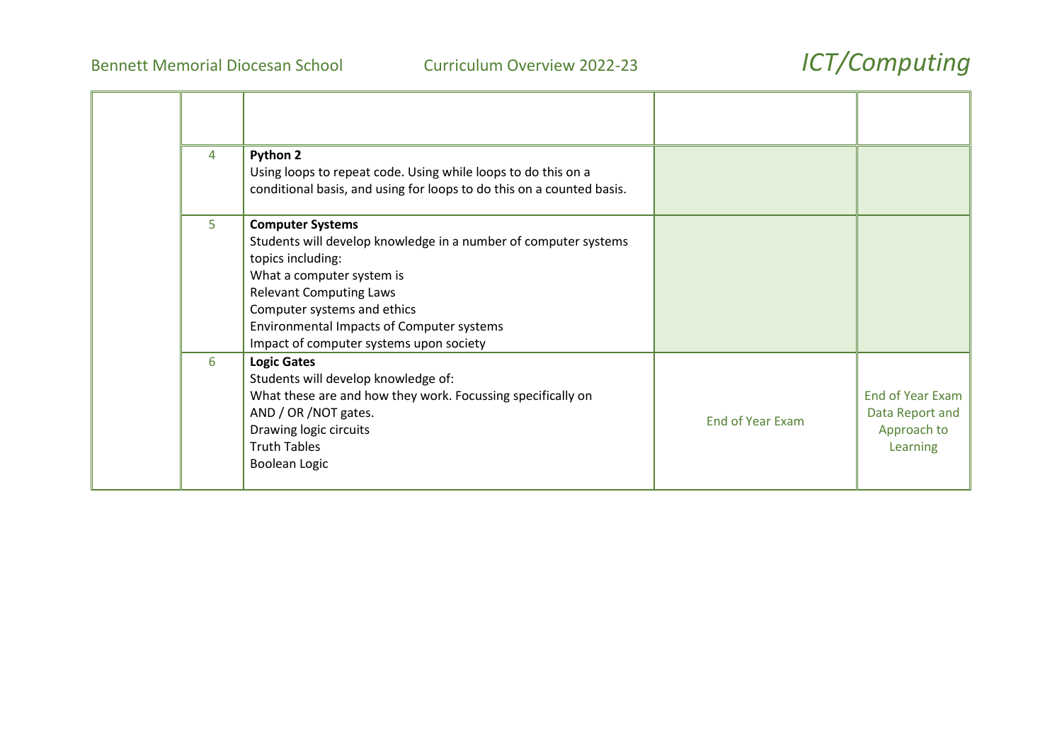| | | | | |
|---|---|---|---|---|
| | | | | |
| | 4 | **Python 2**<br>Using loops to repeat code. Using while loops to do this on a conditional basis, and using for loops to do this on a counted basis. | | |
| | 5 | **Computer Systems**<br>Students will develop knowledge in a number of computer systems topics including:<br>What a computer system is<br>Relevant Computing Laws<br>Computer systems and ethics<br>Environmental Impacts of Computer systems<br>Impact of computer systems upon society | | |
| | 6 | **Logic Gates**<br>Students will develop knowledge of:<br>What these are and how they work. Focussing specifically on AND / OR /NOT gates.<br>Drawing logic circuits<br>Truth Tables<br>Boolean Logic | End of Year Exam | End of Year Exam Data Report and Approach to Learning |